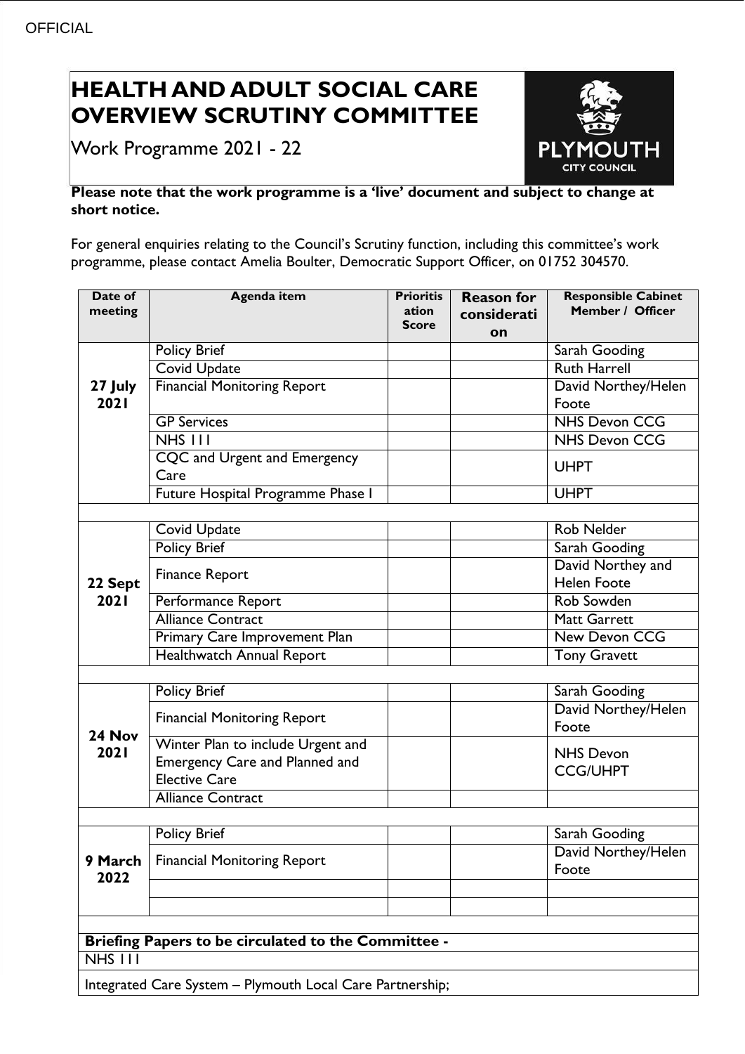OFFICIAL

# HEALTH AND ADULT SOCIAL CARE OVERVIEW SCRUTINY COMMITTEE

Work Programme 2021 - 22

**Please note that the work programme is a 'live' document and subject to change at short notice.**

For general enquiries relating to the Council's Scrutiny function, including this committee's work programme, please contact Amelia Boulter, Democratic Support Officer, on 01752 304570.

| Date of meeting | Agenda item | Prioritisation Score | Reason for consideration | Responsible Cabinet Member / Officer |
|---|---|---|---|---|
| **27 July 2021** | Policy Brief | | | Sarah Gooding |
| | Covid Update | | | Ruth Harrell |
| | Financial Monitoring Report | | | David Northey/Helen Foote |
| | GP Services | | | NHS Devon CCG |
| | NHS 111 | | | NHS Devon CCG |
| | CQC and Urgent and Emergency Care | | | UHPT |
| | Future Hospital Programme Phase I | | | UHPT |
| | | | | |
| **22 Sept 2021** | Covid Update | | | Rob Nelder |
| | Policy Brief | | | Sarah Gooding |
| | Finance Report | | | David Northey and Helen Foote |
| | Performance Report | | | Rob Sowden |
| | Alliance Contract | | | Matt Garrett |
| | Primary Care Improvement Plan | | | New Devon CCG |
| | Healthwatch Annual Report | | | Tony Gravett |
| | | | | |
| **24 Nov 2021** | Policy Brief | | | Sarah Gooding |
| | Financial Monitoring Report | | | David Northey/Helen Foote |
| | Winter Plan to include Urgent and Emergency Care and Planned and Elective Care | | | NHS Devon CCG/UHPT |
| | Alliance Contract | | | |
| | | | | |
| **9 March 2022** | Policy Brief | | | Sarah Gooding |
| | Financial Monitoring Report | | | David Northey/Helen Foote |
| | | | | |
| | | | | |
| | | | | |
| **Briefing Papers to be circulated to the Committee -** | | | | |
| NHS 111 | | | | |
| Integrated Care System – Plymouth Local Care Partnership; | | | | |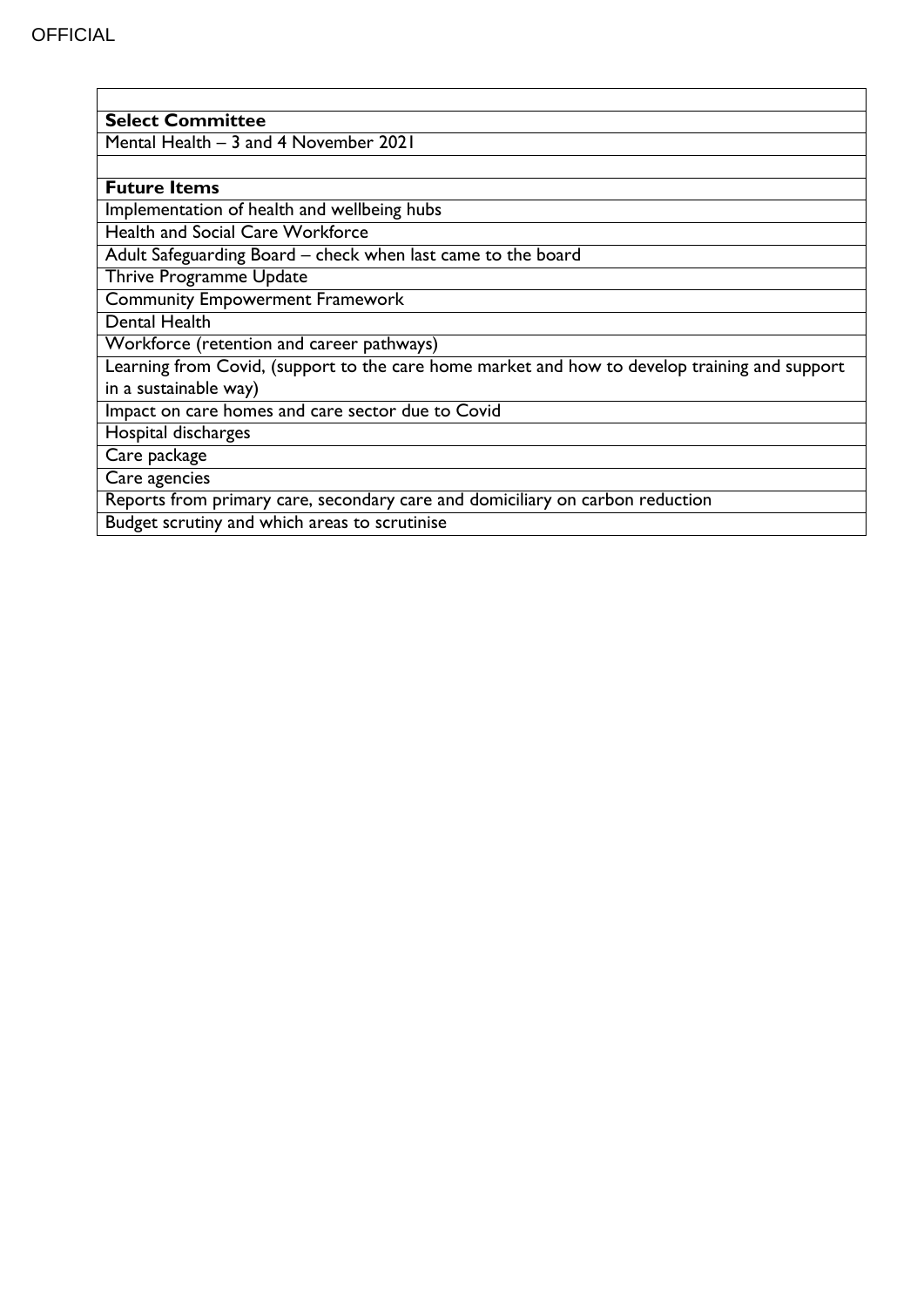| |
|---|
| **Select Committee** |
| Mental Health – 3 and 4 November 2021 |
| |
| **Future Items** |
| Implementation of health and wellbeing hubs |
| Health and Social Care Workforce |
| Adult Safeguarding Board – check when last came to the board |
| Thrive Programme Update |
| Community Empowerment Framework |
| Dental Health |
| Workforce (retention and career pathways) |
| Learning from Covid, (support to the care home market and how to develop training and support in a sustainable way) |
| Impact on care homes and care sector due to Covid |
| Hospital discharges |
| Care package |
| Care agencies |
| Reports from primary care, secondary care and domiciliary on carbon reduction |
| Budget scrutiny and which areas to scrutinise |